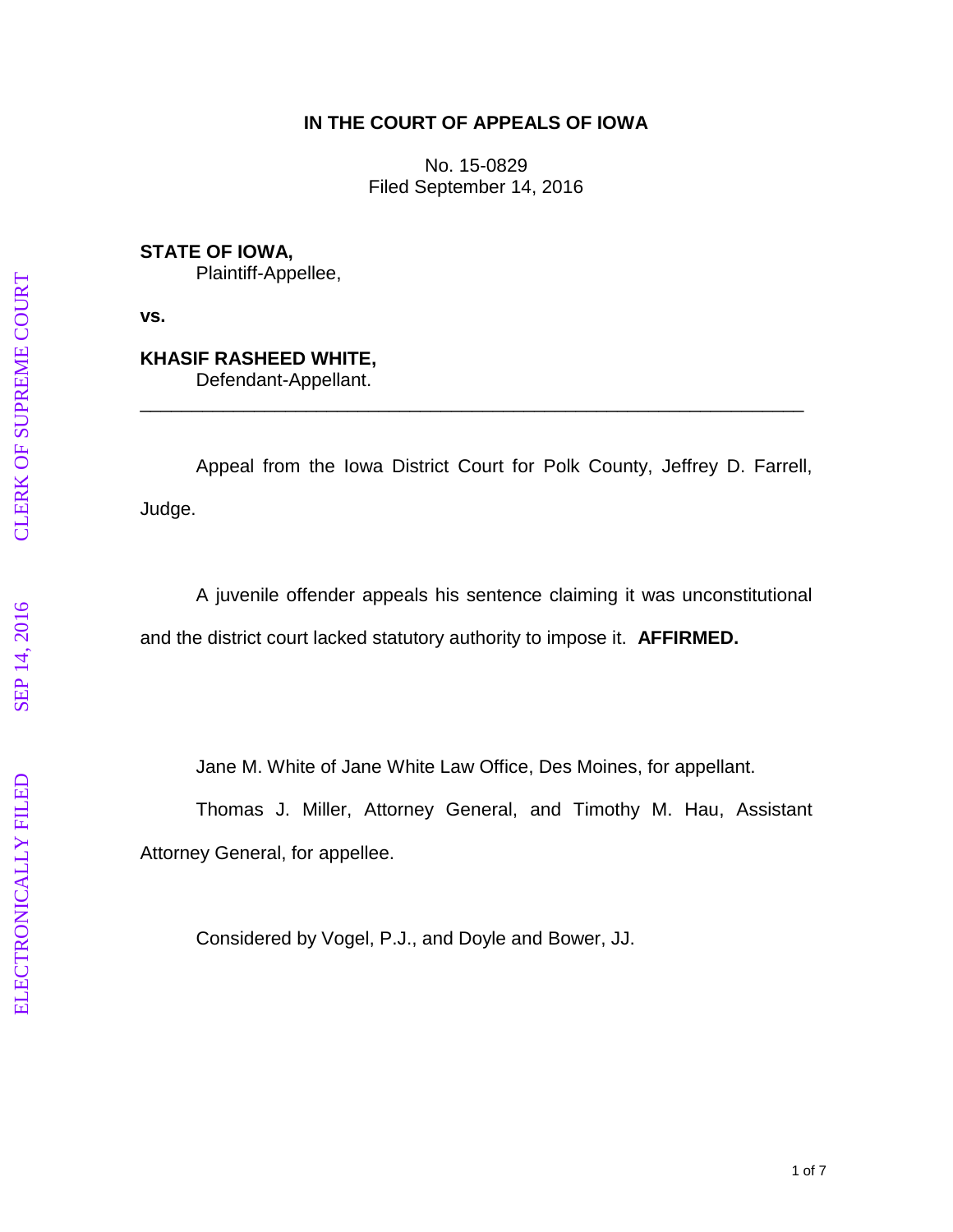**IN THE COURT OF APPEALS OF IOWA**

No. 15-0829
Filed September 14, 2016

**STATE OF IOWA,**
Plaintiff-Appellee,

**vs.**

**KHASIF RASHEED WHITE,**
Defendant-Appellant.

---

Appeal from the Iowa District Court for Polk County, Jeffrey D. Farrell, Judge.

A juvenile offender appeals his sentence claiming it was unconstitutional and the district court lacked statutory authority to impose it. **AFFIRMED.**

Jane M. White of Jane White Law Office, Des Moines, for appellant.

Thomas J. Miller, Attorney General, and Timothy M. Hau, Assistant Attorney General, for appellee.

Considered by Vogel, P.J., and Doyle and Bower, JJ.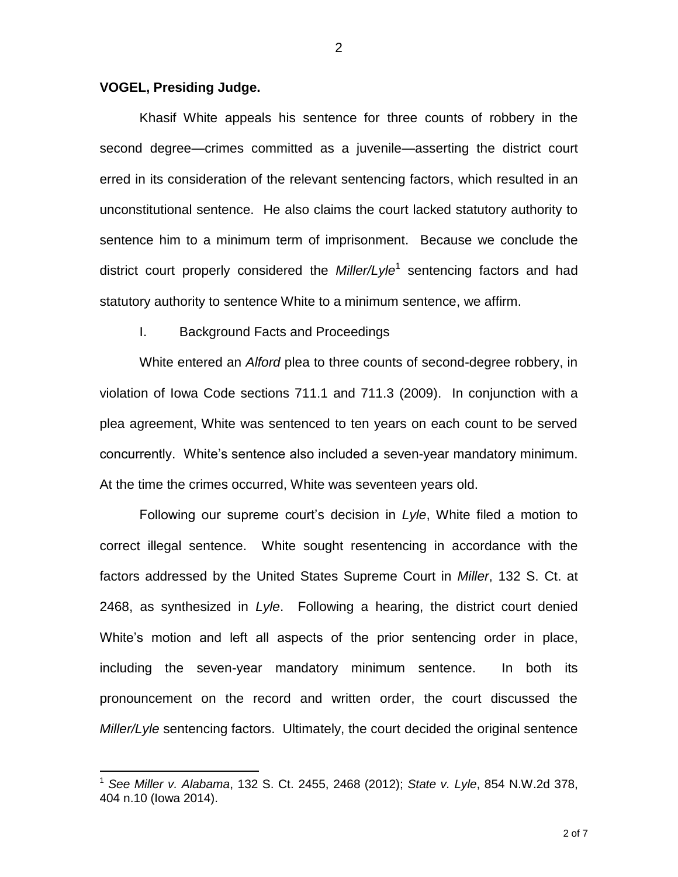**VOGEL, Presiding Judge.**

Khasif White appeals his sentence for three counts of robbery in the second degree—crimes committed as a juvenile—asserting the district court erred in its consideration of the relevant sentencing factors, which resulted in an unconstitutional sentence. He also claims the court lacked statutory authority to sentence him to a minimum term of imprisonment. Because we conclude the district court properly considered the *Miller/Lyle*[1] sentencing factors and had statutory authority to sentence White to a minimum sentence, we affirm.

I. Background Facts and Proceedings

White entered an *Alford* plea to three counts of second-degree robbery, in violation of Iowa Code sections 711.1 and 711.3 (2009). In conjunction with a plea agreement, White was sentenced to ten years on each count to be served concurrently. White's sentence also included a seven-year mandatory minimum. At the time the crimes occurred, White was seventeen years old.

Following our supreme court's decision in *Lyle*, White filed a motion to correct illegal sentence. White sought resentencing in accordance with the factors addressed by the United States Supreme Court in *Miller*, 132 S. Ct. at 2468, as synthesized in *Lyle*. Following a hearing, the district court denied White's motion and left all aspects of the prior sentencing order in place, including the seven-year mandatory minimum sentence. In both its pronouncement on the record and written order, the court discussed the *Miller/Lyle* sentencing factors. Ultimately, the court decided the original sentence

[1] *See Miller v. Alabama*, 132 S. Ct. 2455, 2468 (2012); *State v. Lyle*, 854 N.W.2d 378, 404 n.10 (Iowa 2014).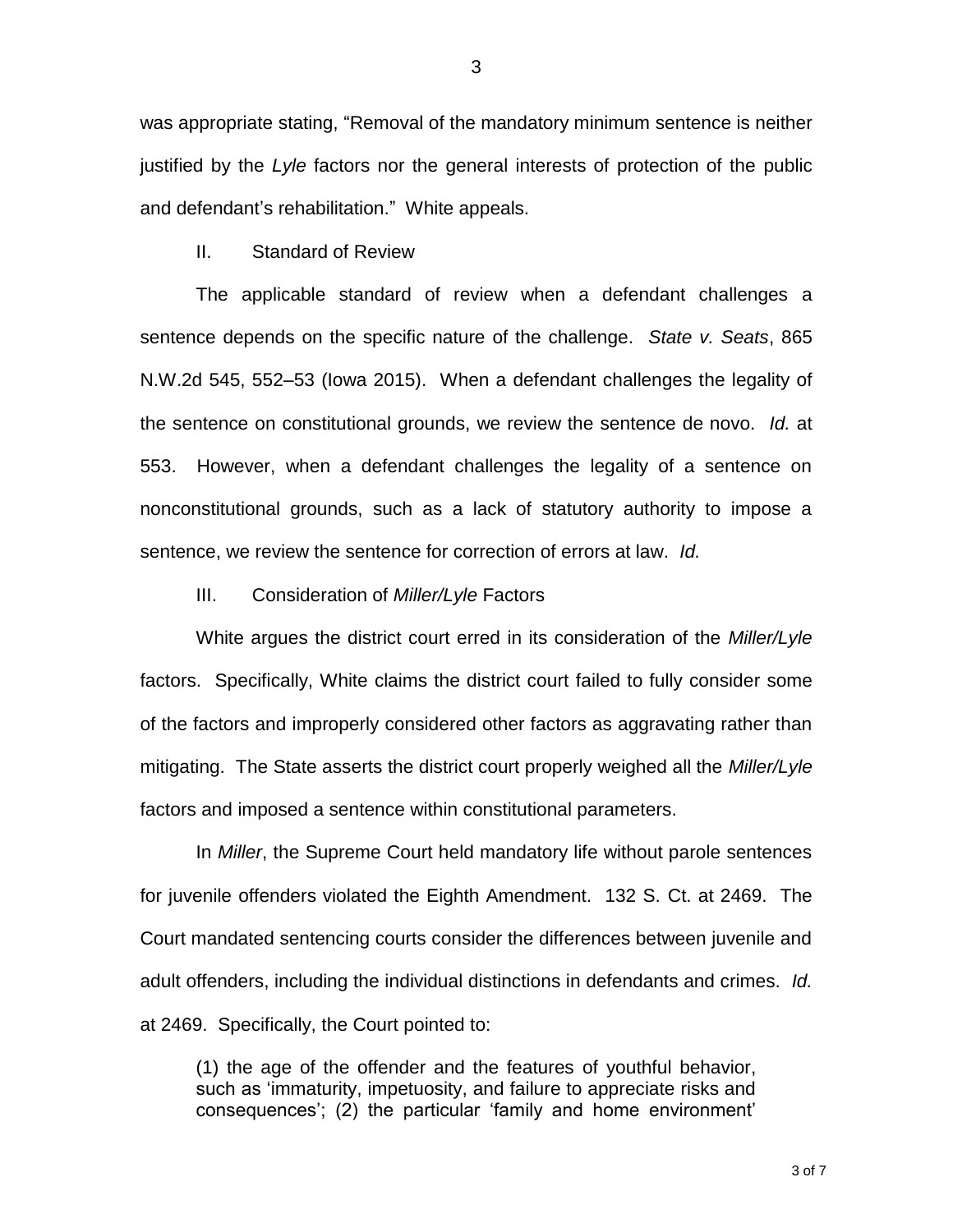was appropriate stating, "Removal of the mandatory minimum sentence is neither justified by the *Lyle* factors nor the general interests of protection of the public and defendant's rehabilitation." White appeals.

## II. Standard of Review

The applicable standard of review when a defendant challenges a sentence depends on the specific nature of the challenge. *State v. Seats*, 865 N.W.2d 545, 552–53 (Iowa 2015). When a defendant challenges the legality of the sentence on constitutional grounds, we review the sentence de novo. *Id.* at 553. However, when a defendant challenges the legality of a sentence on nonconstitutional grounds, such as a lack of statutory authority to impose a sentence, we review the sentence for correction of errors at law. *Id.*

## III. Consideration of *Miller/Lyle* Factors

White argues the district court erred in its consideration of the *Miller/Lyle* factors. Specifically, White claims the district court failed to fully consider some of the factors and improperly considered other factors as aggravating rather than mitigating. The State asserts the district court properly weighed all the *Miller/Lyle* factors and imposed a sentence within constitutional parameters.

In *Miller*, the Supreme Court held mandatory life without parole sentences for juvenile offenders violated the Eighth Amendment. 132 S. Ct. at 2469. The Court mandated sentencing courts consider the differences between juvenile and adult offenders, including the individual distinctions in defendants and crimes. *Id.* at 2469. Specifically, the Court pointed to:

> (1) the age of the offender and the features of youthful behavior, such as 'immaturity, impetuosity, and failure to appreciate risks and consequences'; (2) the particular 'family and home environment'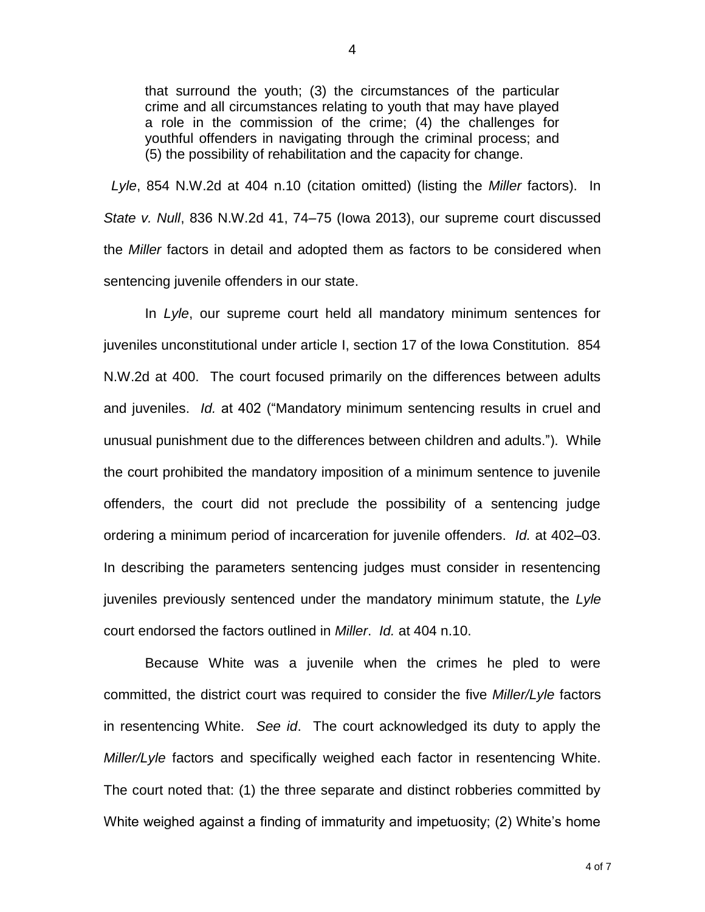> that surround the youth; (3) the circumstances of the particular crime and all circumstances relating to youth that may have played a role in the commission of the crime; (4) the challenges for youthful offenders in navigating through the criminal process; and (5) the possibility of rehabilitation and the capacity for change.

*Lyle*, 854 N.W.2d at 404 n.10 (citation omitted) (listing the *Miller* factors). In *State v. Null*, 836 N.W.2d 41, 74–75 (Iowa 2013), our supreme court discussed the *Miller* factors in detail and adopted them as factors to be considered when sentencing juvenile offenders in our state.

In *Lyle*, our supreme court held all mandatory minimum sentences for juveniles unconstitutional under article I, section 17 of the Iowa Constitution. 854 N.W.2d at 400. The court focused primarily on the differences between adults and juveniles. *Id.* at 402 ("Mandatory minimum sentencing results in cruel and unusual punishment due to the differences between children and adults."). While the court prohibited the mandatory imposition of a minimum sentence to juvenile offenders, the court did not preclude the possibility of a sentencing judge ordering a minimum period of incarceration for juvenile offenders. *Id.* at 402–03. In describing the parameters sentencing judges must consider in resentencing juveniles previously sentenced under the mandatory minimum statute, the *Lyle* court endorsed the factors outlined in *Miller*. *Id.* at 404 n.10.

Because White was a juvenile when the crimes he pled to were committed, the district court was required to consider the five *Miller/Lyle* factors in resentencing White. *See id*. The court acknowledged its duty to apply the *Miller/Lyle* factors and specifically weighed each factor in resentencing White. The court noted that: (1) the three separate and distinct robberies committed by White weighed against a finding of immaturity and impetuosity; (2) White's home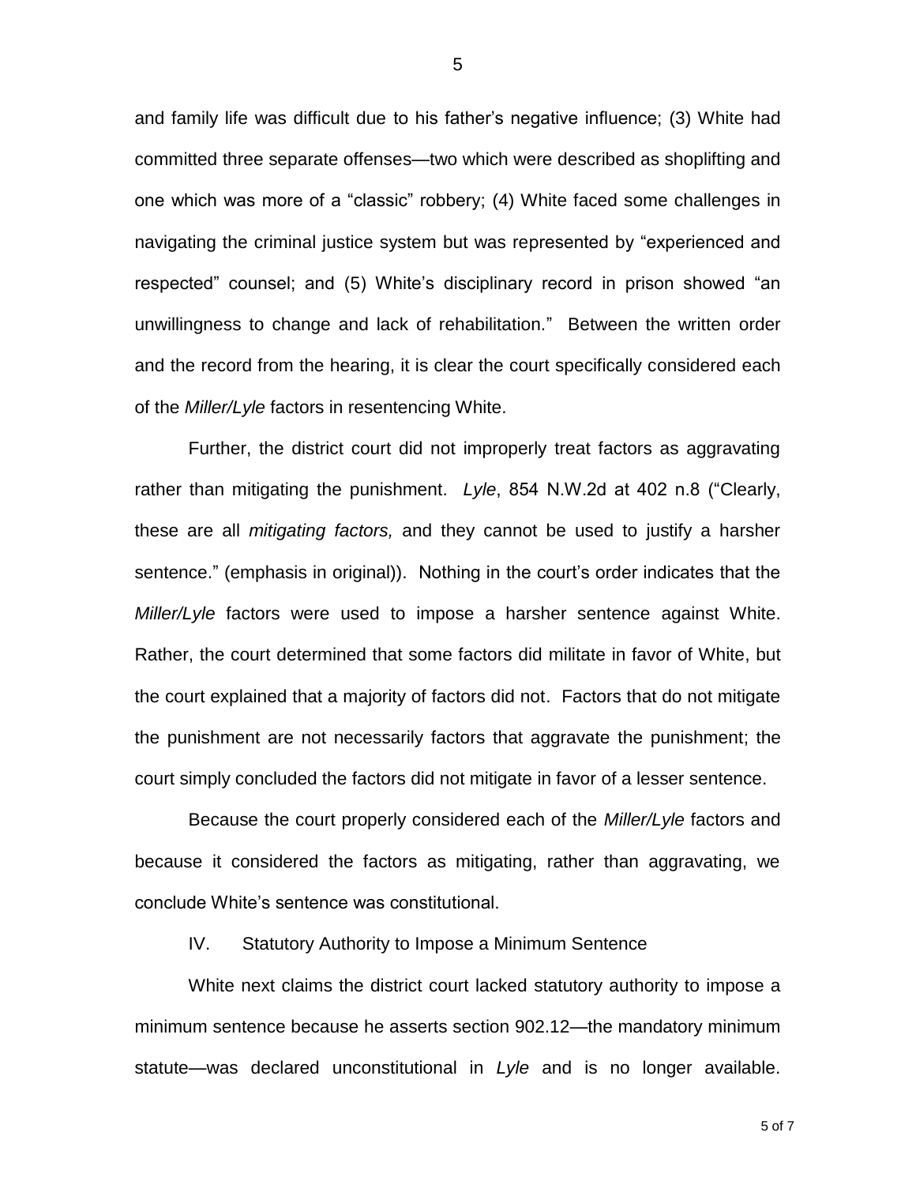and family life was difficult due to his father's negative influence; (3) White had committed three separate offenses—two which were described as shoplifting and one which was more of a "classic" robbery; (4) White faced some challenges in navigating the criminal justice system but was represented by "experienced and respected" counsel; and (5) White's disciplinary record in prison showed "an unwillingness to change and lack of rehabilitation." Between the written order and the record from the hearing, it is clear the court specifically considered each of the *Miller/Lyle* factors in resentencing White.

Further, the district court did not improperly treat factors as aggravating rather than mitigating the punishment. *Lyle*, 854 N.W.2d at 402 n.8 ("Clearly, these are all *mitigating factors,* and they cannot be used to justify a harsher sentence." (emphasis in original)). Nothing in the court's order indicates that the *Miller/Lyle* factors were used to impose a harsher sentence against White. Rather, the court determined that some factors did militate in favor of White, but the court explained that a majority of factors did not. Factors that do not mitigate the punishment are not necessarily factors that aggravate the punishment; the court simply concluded the factors did not mitigate in favor of a lesser sentence.

Because the court properly considered each of the *Miller/Lyle* factors and because it considered the factors as mitigating, rather than aggravating, we conclude White's sentence was constitutional.

## IV. Statutory Authority to Impose a Minimum Sentence

White next claims the district court lacked statutory authority to impose a minimum sentence because he asserts section 902.12—the mandatory minimum statute—was declared unconstitutional in *Lyle* and is no longer available.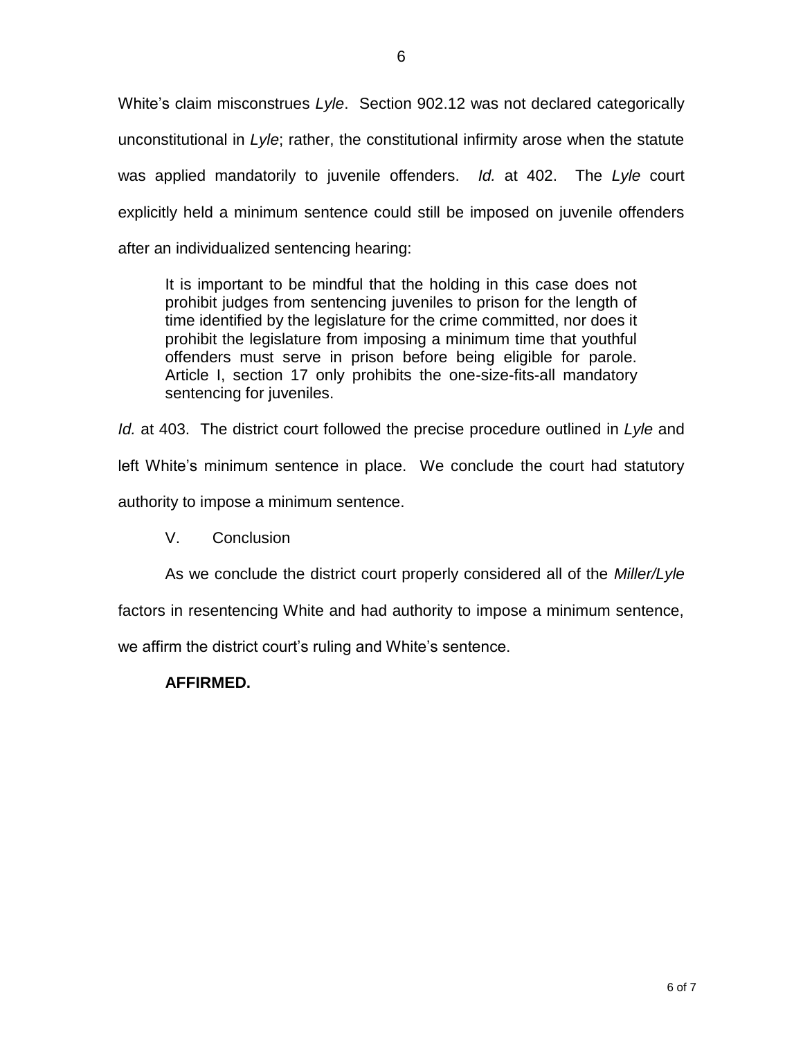White's claim misconstrues *Lyle*. Section 902.12 was not declared categorically unconstitutional in *Lyle*; rather, the constitutional infirmity arose when the statute was applied mandatorily to juvenile offenders. *Id.* at 402. The *Lyle* court explicitly held a minimum sentence could still be imposed on juvenile offenders after an individualized sentencing hearing:

> It is important to be mindful that the holding in this case does not prohibit judges from sentencing juveniles to prison for the length of time identified by the legislature for the crime committed, nor does it prohibit the legislature from imposing a minimum time that youthful offenders must serve in prison before being eligible for parole. Article I, section 17 only prohibits the one-size-fits-all mandatory sentencing for juveniles.

*Id.* at 403. The district court followed the precise procedure outlined in *Lyle* and left White's minimum sentence in place. We conclude the court had statutory authority to impose a minimum sentence.

## V. Conclusion

As we conclude the district court properly considered all of the *Miller/Lyle* factors in resentencing White and had authority to impose a minimum sentence, we affirm the district court's ruling and White's sentence.

**AFFIRMED.**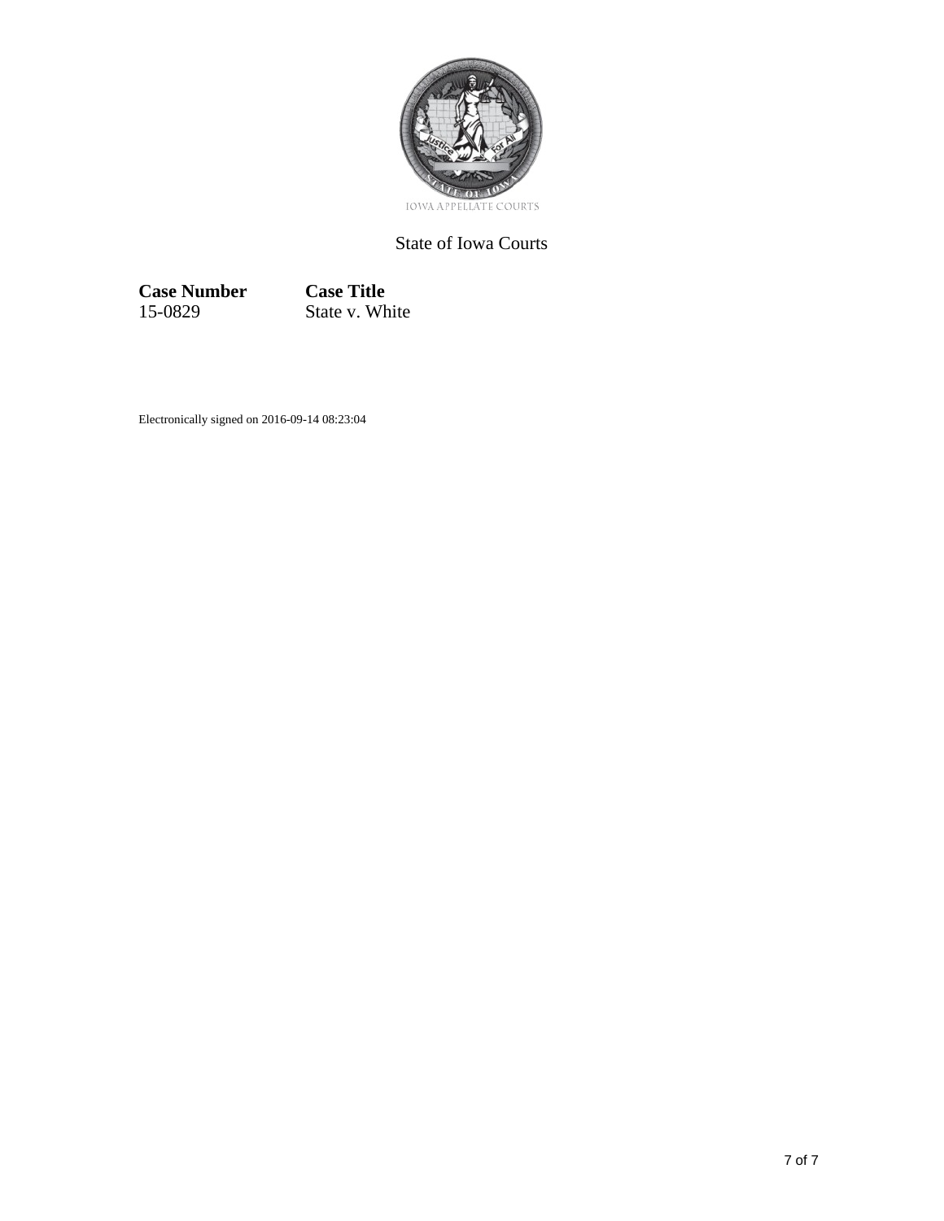IOWA APPELLATE COURTS

State of Iowa Courts

| **Case Number** | **Case Title** |
| --- | --- |
| 15-0829 | State v. White |

Electronically signed on 2016-09-14 08:23:04